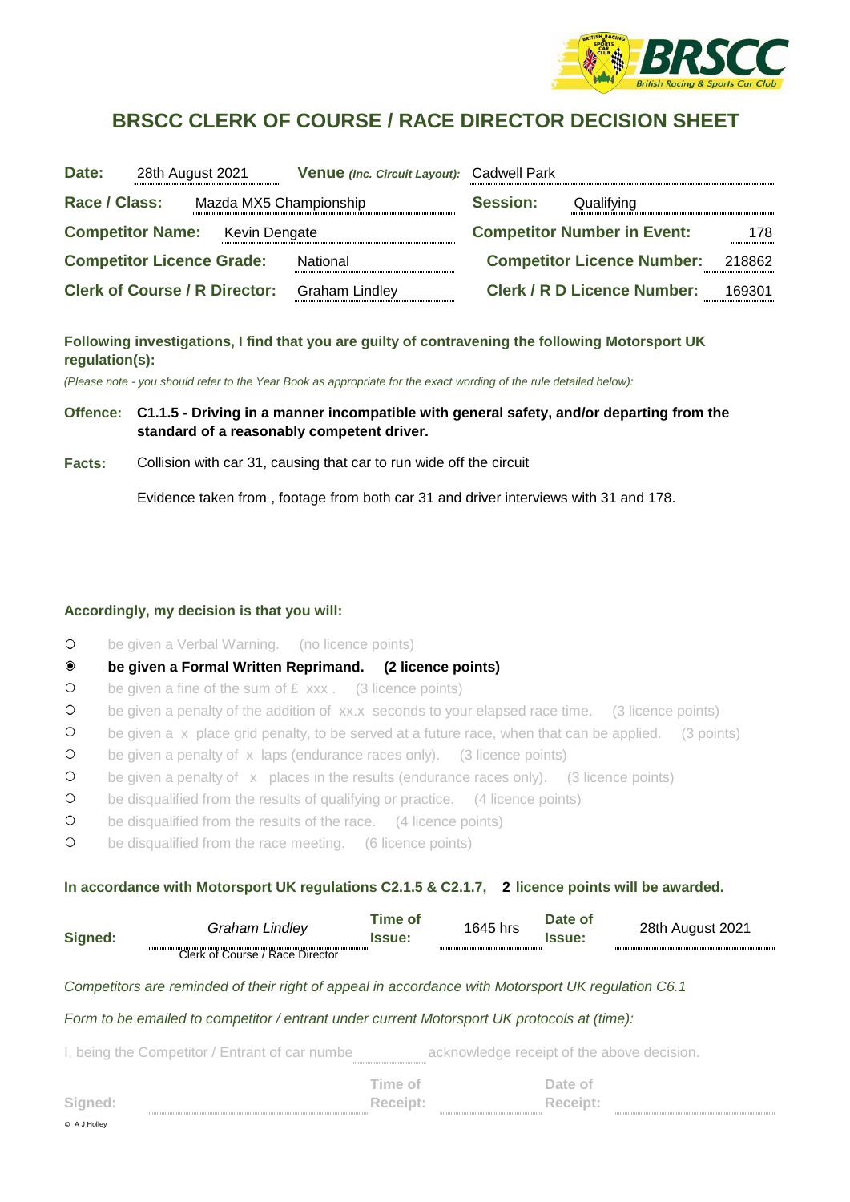# BRSCC CLERK OF COURSE / RACE DIRECTOR DECISION SHEET

| | | | |
|---|---|---|---|
| **Date:** 28th August 2021 | | **Venue** *(Inc. Circuit Layout):* | Cadwell Park |
| **Race / Class:** | Mazda MX5 Championship | **Session:** | Qualifying |
| **Competitor Name:** | Kevin Dengate | **Competitor Number in Event:** | 178 |
| **Competitor Licence Grade:** | National | **Competitor Licence Number:** | 218862 |
| **Clerk of Course / R Director:** | Graham Lindley | **Clerk / R D Licence Number:** | 169301 |

**Following investigations, I find that you are guilty of contravening the following Motorsport UK regulation(s):**

*(Please note - you should refer to the Year Book as appropriate for the exact wording of the rule detailed below):*

**Offence:** **C1.1.5 - Driving in a manner incompatible with general safety, and/or departing from the standard of a reasonably competent driver.**

**Facts:** Collision with car 31, causing that car to run wide off the circuit

Evidence taken from , footage from both car 31 and driver interviews with 31 and 178.

**Accordingly, my decision is that you will:**

- ○ be given a Verbal Warning. (no licence points)
- ◉ **be given a Formal Written Reprimand. (2 licence points)**
- ○ be given a fine of the sum of £ xxx . (3 licence points)
- ○ be given a penalty of the addition of xx.x seconds to your elapsed race time. (3 licence points)
- ○ be given a x place grid penalty, to be served at a future race, when that can be applied. (3 points)
- ○ be given a penalty of x laps (endurance races only). (3 licence points)
- ○ be given a penalty of x places in the results (endurance races only). (3 licence points)
- ○ be disqualified from the results of qualifying or practice. (4 licence points)
- ○ be disqualified from the results of the race. (4 licence points)
- ○ be disqualified from the race meeting. (6 licence points)

**In accordance with Motorsport UK regulations C2.1.5 & C2.1.7, 2 licence points will be awarded.**

| | | | | | |
|---|---|---|---|---|---|
| **Signed:** | *Graham Lindley* Clerk of Course / Race Director | **Time of Issue:** | 1645 hrs | **Date of Issue:** | 28th August 2021 |

*Competitors are reminded of their right of appeal in accordance with Motorsport UK regulation C6.1*

*Form to be emailed to competitor / entrant under current Motorsport UK protocols at (time):*

I, being the Competitor / Entrant of car numbe ________ acknowledge receipt of the above decision.

| | | | | | |
|---|---|---|---|---|---|
| **Signed:** | | **Time of Receipt:** | | **Date of Receipt:** | |

© A J Holley